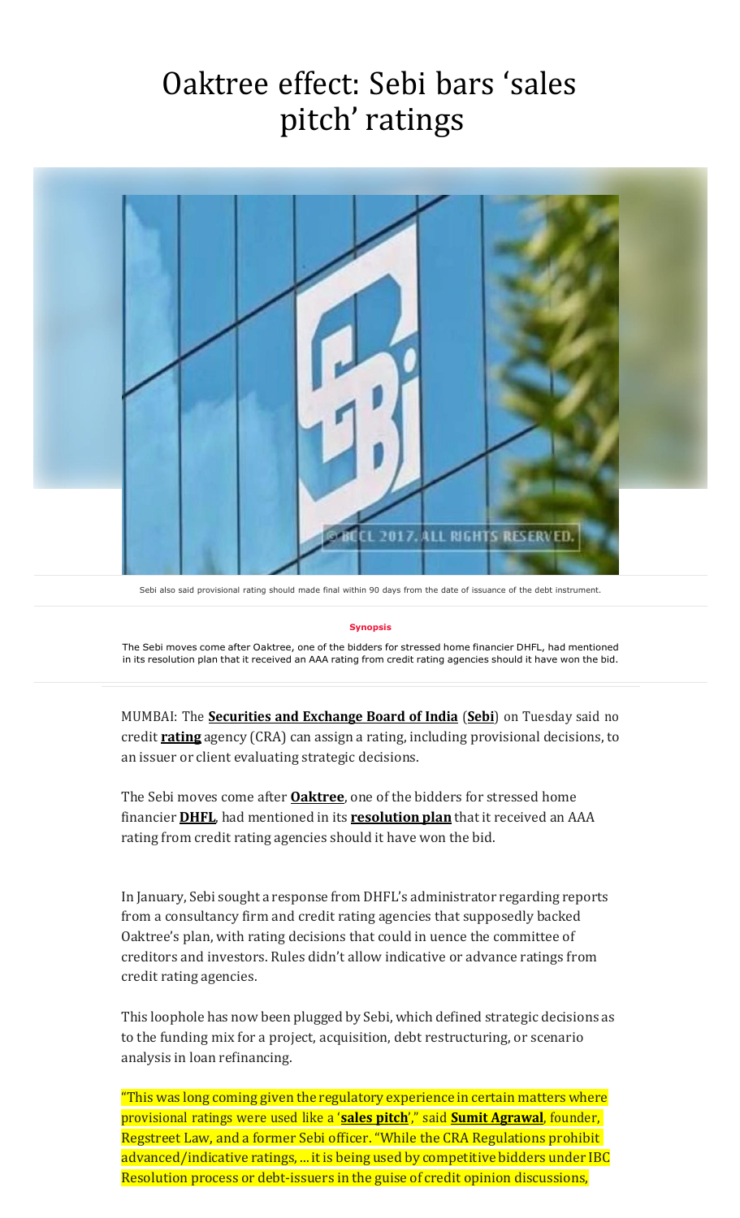# Oaktree effect: Sebi bars 'sales pitch' ratings

Sebi also said provisional rating should made final within 90 days from the date of issuance of the debt instrument.

**Synopsis**

The Sebi moves come after Oaktree, one of the bidders for stressed home financier DHFL, had mentioned in its resolution plan that it received an AAA rating from credit rating agencies should it have won the bid.

MUMBAI: The **Securities and Exchange Board of India** (**Sebi**) on Tuesday said no credit **rating** agency (CRA) can assign a rating, including provisional decisions, to an issuer or client evaluating strategic decisions.

The Sebi moves come after **Oaktree**, one of the bidders for stressed home financier **DHFL**, had mentioned in its **resolution plan** that it received an AAA rating from credit rating agencies should it have won the bid.

In January, Sebi sought a response from DHFL's administrator regarding reports from a consultancy firm and credit rating agencies that supposedly backed Oaktree's plan, with rating decisions that could in uence the committee of creditors and investors. Rules didn't allow indicative or advance ratings from credit rating agencies.

This loophole has now been plugged by Sebi, which defined strategic decisions as to the funding mix for a project, acquisition, debt restructuring, or scenario analysis in loan refinancing.

"This was long coming given the regulatory experience in certain matters where provisional ratings were used like a '**sales pitch**'," said **Sumit Agrawal**, founder, Regstreet Law, and a former Sebi officer. "While the CRA Regulations prohibit advanced/indicative ratings, ... it is being used by competitive bidders under IBC Resolution process or debt-issuers in the guise of credit opinion discussions,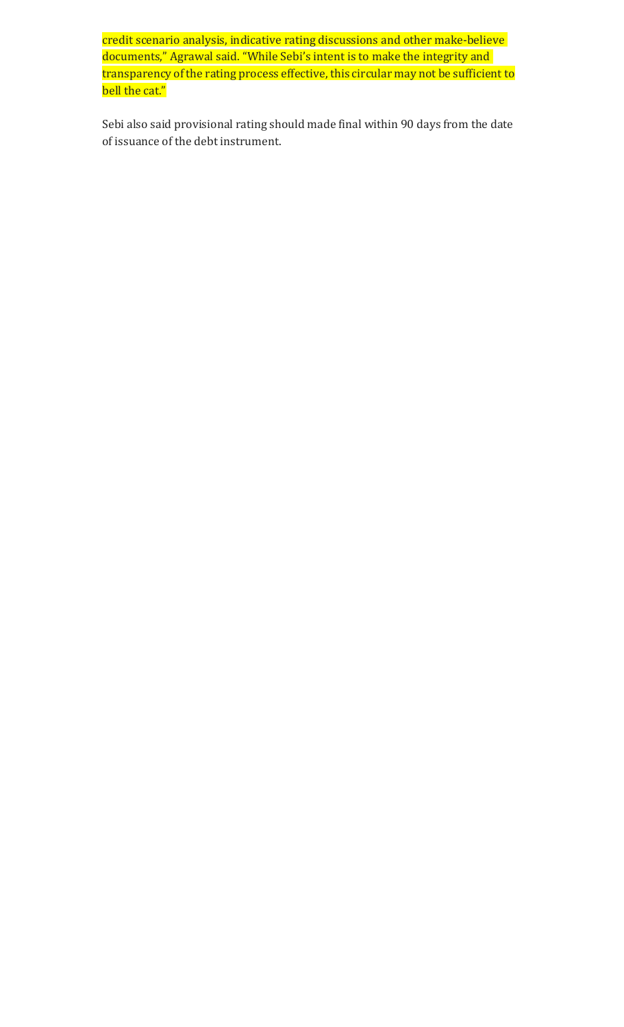credit scenario analysis, indicative rating discussions and other make-believe documents," Agrawal said. "While Sebi's intent is to make the integrity and transparency of the rating process effective, this circular may not be sufficient to bell the cat."

Sebi also said provisional rating should made final within 90 days from the date of issuance of the debt instrument.